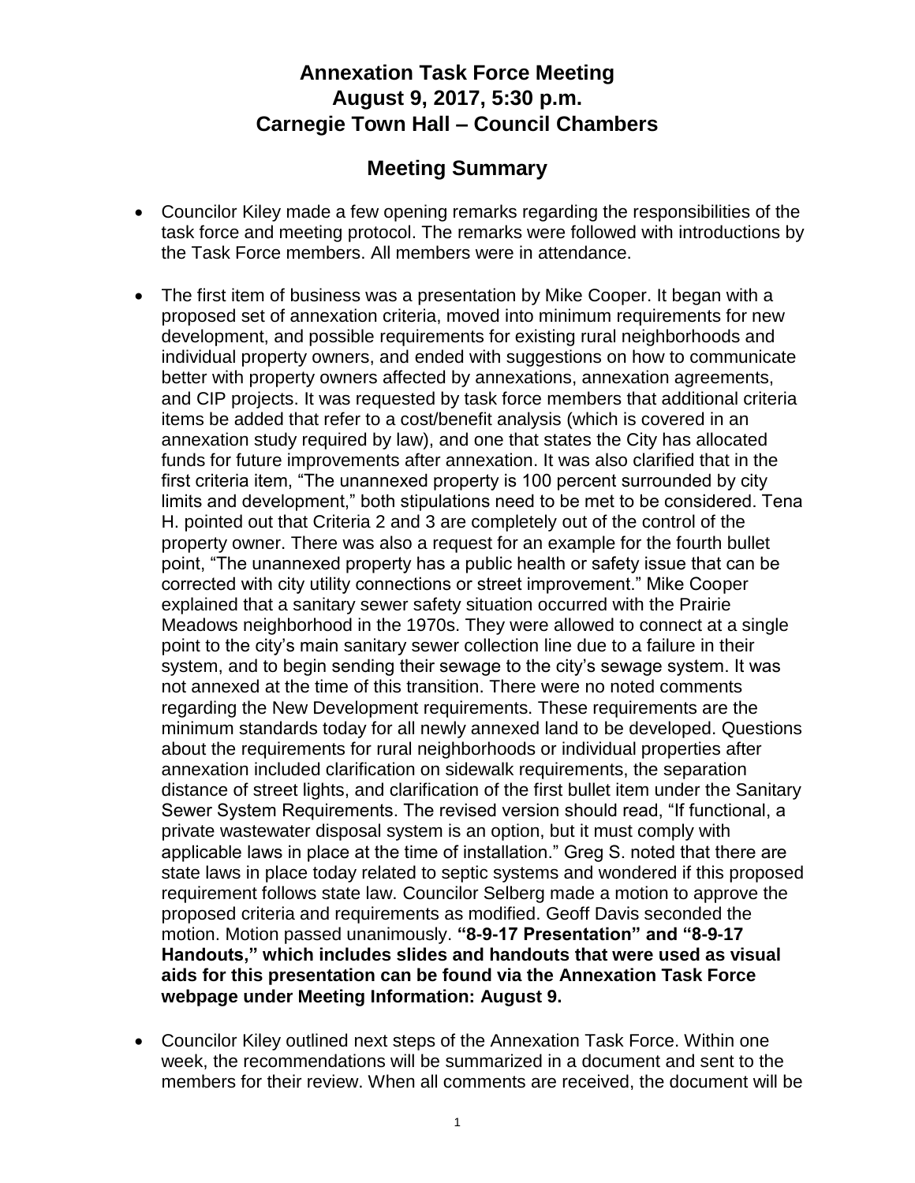# Annexation Task Force Meeting
# August 9, 2017, 5:30 p.m.
# Carnegie Town Hall – Council Chambers

## Meeting Summary

- Councilor Kiley made a few opening remarks regarding the responsibilities of the task force and meeting protocol. The remarks were followed with introductions by the Task Force members. All members were in attendance.

- The first item of business was a presentation by Mike Cooper. It began with a proposed set of annexation criteria, moved into minimum requirements for new development, and possible requirements for existing rural neighborhoods and individual property owners, and ended with suggestions on how to communicate better with property owners affected by annexations, annexation agreements, and CIP projects. It was requested by task force members that additional criteria items be added that refer to a cost/benefit analysis (which is covered in an annexation study required by law), and one that states the City has allocated funds for future improvements after annexation. It was also clarified that in the first criteria item, "The unannexed property is 100 percent surrounded by city limits and development," both stipulations need to be met to be considered. Tena H. pointed out that Criteria 2 and 3 are completely out of the control of the property owner. There was also a request for an example for the fourth bullet point, "The unannexed property has a public health or safety issue that can be corrected with city utility connections or street improvement." Mike Cooper explained that a sanitary sewer safety situation occurred with the Prairie Meadows neighborhood in the 1970s. They were allowed to connect at a single point to the city's main sanitary sewer collection line due to a failure in their system, and to begin sending their sewage to the city's sewage system. It was not annexed at the time of this transition. There were no noted comments regarding the New Development requirements. These requirements are the minimum standards today for all newly annexed land to be developed. Questions about the requirements for rural neighborhoods or individual properties after annexation included clarification on sidewalk requirements, the separation distance of street lights, and clarification of the first bullet item under the Sanitary Sewer System Requirements. The revised version should read, "If functional, a private wastewater disposal system is an option, but it must comply with applicable laws in place at the time of installation." Greg S. noted that there are state laws in place today related to septic systems and wondered if this proposed requirement follows state law. Councilor Selberg made a motion to approve the proposed criteria and requirements as modified. Geoff Davis seconded the motion. Motion passed unanimously. **"8-9-17 Presentation" and "8-9-17 Handouts," which includes slides and handouts that were used as visual aids for this presentation can be found via the Annexation Task Force webpage under Meeting Information: August 9.**

- Councilor Kiley outlined next steps of the Annexation Task Force. Within one week, the recommendations will be summarized in a document and sent to the members for their review. When all comments are received, the document will be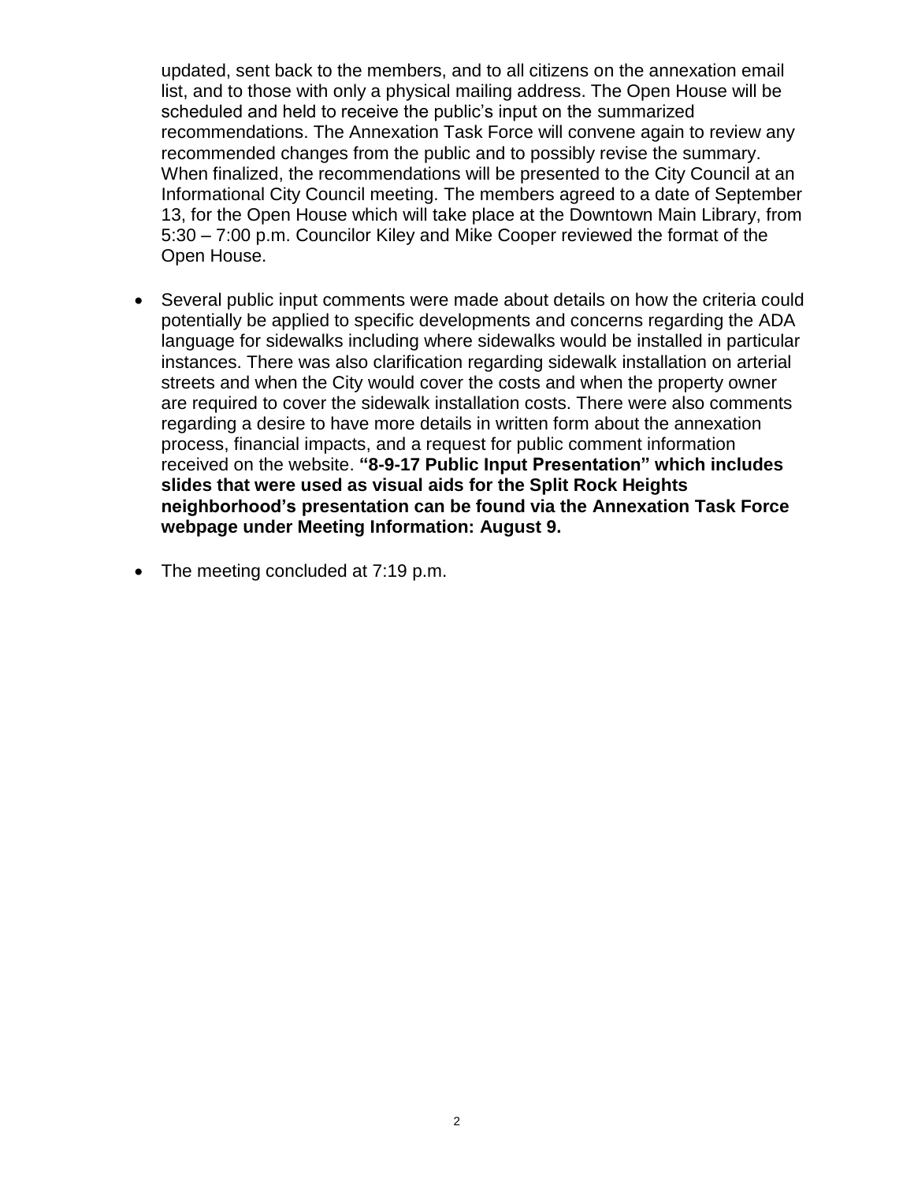updated, sent back to the members, and to all citizens on the annexation email list, and to those with only a physical mailing address. The Open House will be scheduled and held to receive the public's input on the summarized recommendations. The Annexation Task Force will convene again to review any recommended changes from the public and to possibly revise the summary. When finalized, the recommendations will be presented to the City Council at an Informational City Council meeting. The members agreed to a date of September 13, for the Open House which will take place at the Downtown Main Library, from 5:30 – 7:00 p.m. Councilor Kiley and Mike Cooper reviewed the format of the Open House.

- Several public input comments were made about details on how the criteria could potentially be applied to specific developments and concerns regarding the ADA language for sidewalks including where sidewalks would be installed in particular instances. There was also clarification regarding sidewalk installation on arterial streets and when the City would cover the costs and when the property owner are required to cover the sidewalk installation costs. There were also comments regarding a desire to have more details in written form about the annexation process, financial impacts, and a request for public comment information received on the website. **"8-9-17 Public Input Presentation" which includes slides that were used as visual aids for the Split Rock Heights neighborhood's presentation can be found via the Annexation Task Force webpage under Meeting Information: August 9.**
- The meeting concluded at 7:19 p.m.